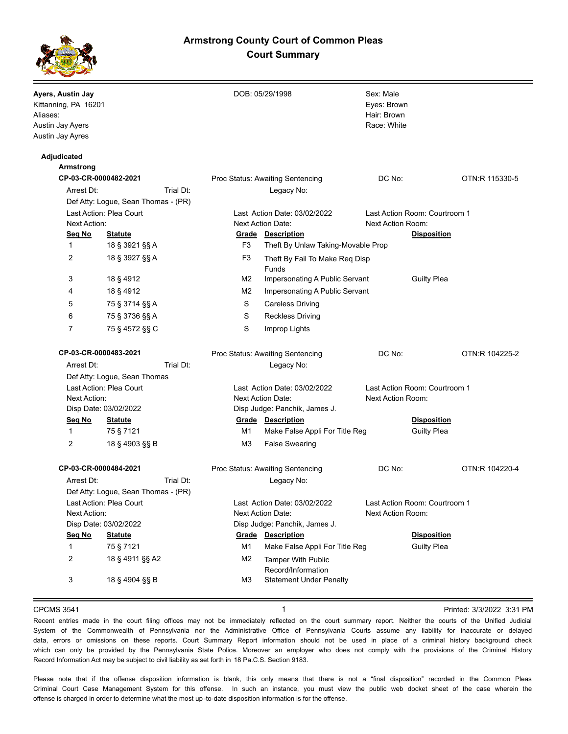# Armstrong County Court of Common Pleas
## Court Summary

**Ayers, Austin Jay**
Kittanning, PA 16201
Aliases:
Austin Jay Ayers
Austin Jay Ayres

DOB: 05/29/1998

Sex: Male
Eyes: Brown
Hair: Brown
Race: White

**Adjudicated**

**Armstrong**

**CP-03-CR-0000482-2021** Proc Status: Awaiting Sentencing DC No: OTN:R 115330-5

Arrest Dt: Trial Dt: Legacy No:

Def Atty: Logue, Sean Thomas - (PR)

Last Action: Plea Court Last Action Date: 03/02/2022 Last Action Room: Courtroom 1

Next Action: Next Action Date: Next Action Room:

| Seq No | Statute | Grade | Description | Disposition |
|---|---|---|---|---|
| 1 | 18 § 3921 §§ A | F3 | Theft By Unlaw Taking-Movable Prop | |
| 2 | 18 § 3927 §§ A | F3 | Theft By Fail To Make Req Disp Funds | |
| 3 | 18 § 4912 | M2 | Impersonating A Public Servant | Guilty Plea |
| 4 | 18 § 4912 | M2 | Impersonating A Public Servant | |
| 5 | 75 § 3714 §§ A | S | Careless Driving | |
| 6 | 75 § 3736 §§ A | S | Reckless Driving | |
| 7 | 75 § 4572 §§ C | S | Improp Lights | |

**CP-03-CR-0000483-2021** Proc Status: Awaiting Sentencing DC No: OTN:R 104225-2

Arrest Dt: Trial Dt: Legacy No:

Def Atty: Logue, Sean Thomas

Last Action: Plea Court Last Action Date: 03/02/2022 Last Action Room: Courtroom 1

Next Action: Next Action Date: Next Action Room:

Disp Date: 03/02/2022 Disp Judge: Panchik, James J.

| Seq No | Statute | Grade | Description | Disposition |
|---|---|---|---|---|
| 1 | 75 § 7121 | M1 | Make False Appli For Title Reg | Guilty Plea |
| 2 | 18 § 4903 §§ B | M3 | False Swearing | |

**CP-03-CR-0000484-2021** Proc Status: Awaiting Sentencing DC No: OTN:R 104220-4

Arrest Dt: Trial Dt: Legacy No:

Def Atty: Logue, Sean Thomas - (PR)

Last Action: Plea Court Last Action Date: 03/02/2022 Last Action Room: Courtroom 1

Next Action: Next Action Date: Next Action Room:

Disp Date: 03/02/2022 Disp Judge: Panchik, James J.

| Seq No | Statute | Grade | Description | Disposition |
|---|---|---|---|---|
| 1 | 75 § 7121 | M1 | Make False Appli For Title Reg | Guilty Plea |
| 2 | 18 § 4911 §§ A2 | M2 | Tamper With Public Record/Information | |
| 3 | 18 § 4904 §§ B | M3 | Statement Under Penalty | |

CPCMS 3541 Printed: 3/3/2022 3:31 PM

Recent entries made in the court filing offices may not be immediately reflected on the court summary report. Neither the courts of the Unified Judicial System of the Commonwealth of Pennsylvania nor the Administrative Office of Pennsylvania Courts assume any liability for inaccurate or delayed data, errors or omissions on these reports. Court Summary Report information should not be used in place of a criminal history background check which can only be provided by the Pennsylvania State Police. Moreover an employer who does not comply with the provisions of the Criminal History Record Information Act may be subject to civil liability as set forth in 18 Pa.C.S. Section 9183.

Please note that if the offense disposition information is blank, this only means that there is not a "final disposition" recorded in the Common Pleas Criminal Court Case Management System for this offense. In such an instance, you must view the public web docket sheet of the case wherein the offense is charged in order to determine what the most up-to-date disposition information is for the offense.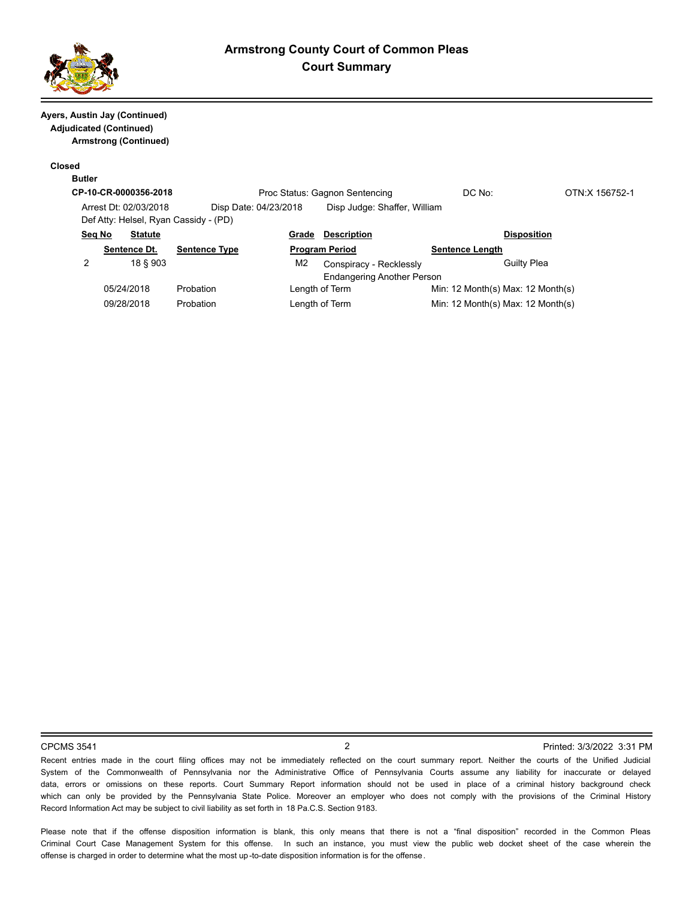# Armstrong County Court of Common Pleas
## Court Summary

**Ayers, Austin Jay (Continued)**
**Adjudicated (Continued)**
**Armstrong (Continued)**

**Closed**
**Butler**

**CP-10-CR-0000356-2018** Proc Status: Gagnon Sentencing DC No: OTN:X 156752-1

Arrest Dt: 02/03/2018 Disp Date: 04/23/2018 Disp Judge: Shaffer, William
Def Atty: Helsel, Ryan Cassidy - (PD)

| Seq No | Statute | | Grade | Description | Disposition |
|---|---|---|---|---|---|
| | Sentence Dt. | Sentence Type | Program Period | | Sentence Length |
| 2 | 18 § 903 | | M2 | Conspiracy - Recklessly Endangering Another Person | Guilty Plea |
| | 05/24/2018 | Probation | Length of Term | | Min: 12 Month(s) Max: 12 Month(s) |
| | 09/28/2018 | Probation | Length of Term | | Min: 12 Month(s) Max: 12 Month(s) |

CPCMS 3541 Printed: 3/3/2022 3:31 PM

Recent entries made in the court filing offices may not be immediately reflected on the court summary report. Neither the courts of the Unified Judicial System of the Commonwealth of Pennsylvania nor the Administrative Office of Pennsylvania Courts assume any liability for inaccurate or delayed data, errors or omissions on these reports. Court Summary Report information should not be used in place of a criminal history background check which can only be provided by the Pennsylvania State Police. Moreover an employer who does not comply with the provisions of the Criminal History Record Information Act may be subject to civil liability as set forth in 18 Pa.C.S. Section 9183.

Please note that if the offense disposition information is blank, this only means that there is not a "final disposition" recorded in the Common Pleas Criminal Court Case Management System for this offense. In such an instance, you must view the public web docket sheet of the case wherein the offense is charged in order to determine what the most up-to-date disposition information is for the offense.